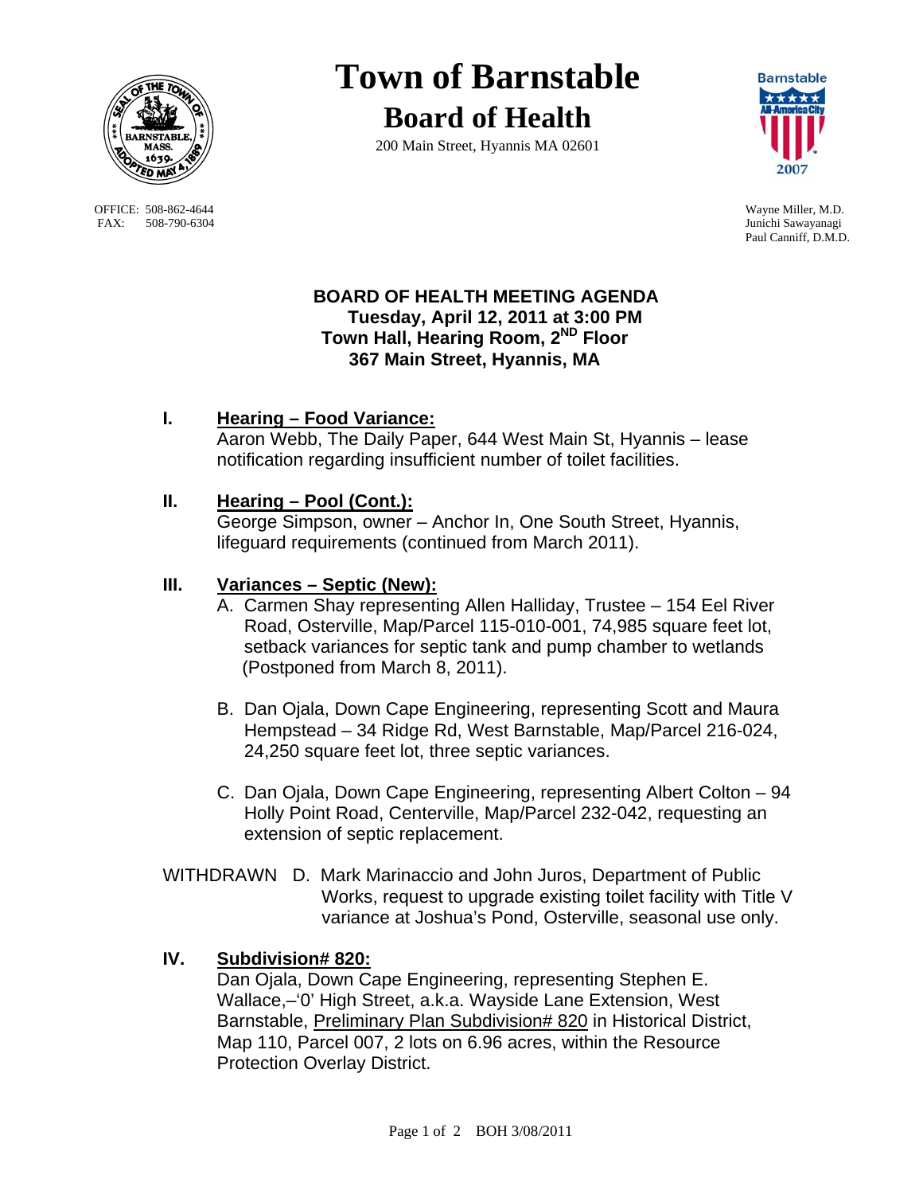# Town of Barnstable

## Board of Health

200 Main Street, Hyannis MA 02601

OFFICE: 508-862-4644
FAX: 508-790-6304

Wayne Miller, M.D.
Junichi Sawayanagi
Paul Canniff, D.M.D.

**BOARD OF HEALTH MEETING AGENDA**
**Tuesday, April 12, 2011 at 3:00 PM**
**Town Hall, Hearing Room, 2ND Floor**
**367 Main Street, Hyannis, MA**

**I. Hearing – Food Variance:**

Aaron Webb, The Daily Paper, 644 West Main St, Hyannis – lease notification regarding insufficient number of toilet facilities.

**II. Hearing – Pool (Cont.):**

George Simpson, owner – Anchor In, One South Street, Hyannis, lifeguard requirements (continued from March 2011).

**III. Variances – Septic (New):**

A. Carmen Shay representing Allen Halliday, Trustee – 154 Eel River Road, Osterville, Map/Parcel 115-010-001, 74,985 square feet lot, setback variances for septic tank and pump chamber to wetlands (Postponed from March 8, 2011).

B. Dan Ojala, Down Cape Engineering, representing Scott and Maura Hempstead – 34 Ridge Rd, West Barnstable, Map/Parcel 216-024, 24,250 square feet lot, three septic variances.

C. Dan Ojala, Down Cape Engineering, representing Albert Colton – 94 Holly Point Road, Centerville, Map/Parcel 232-042, requesting an extension of septic replacement.

WITHDRAWN D. Mark Marinaccio and John Juros, Department of Public Works, request to upgrade existing toilet facility with Title V variance at Joshua's Pond, Osterville, seasonal use only.

**IV. Subdivision# 820:**

Dan Ojala, Down Cape Engineering, representing Stephen E. Wallace,–'0' High Street, a.k.a. Wayside Lane Extension, West Barnstable, Preliminary Plan Subdivision# 820 in Historical District, Map 110, Parcel 007, 2 lots on 6.96 acres, within the Resource Protection Overlay District.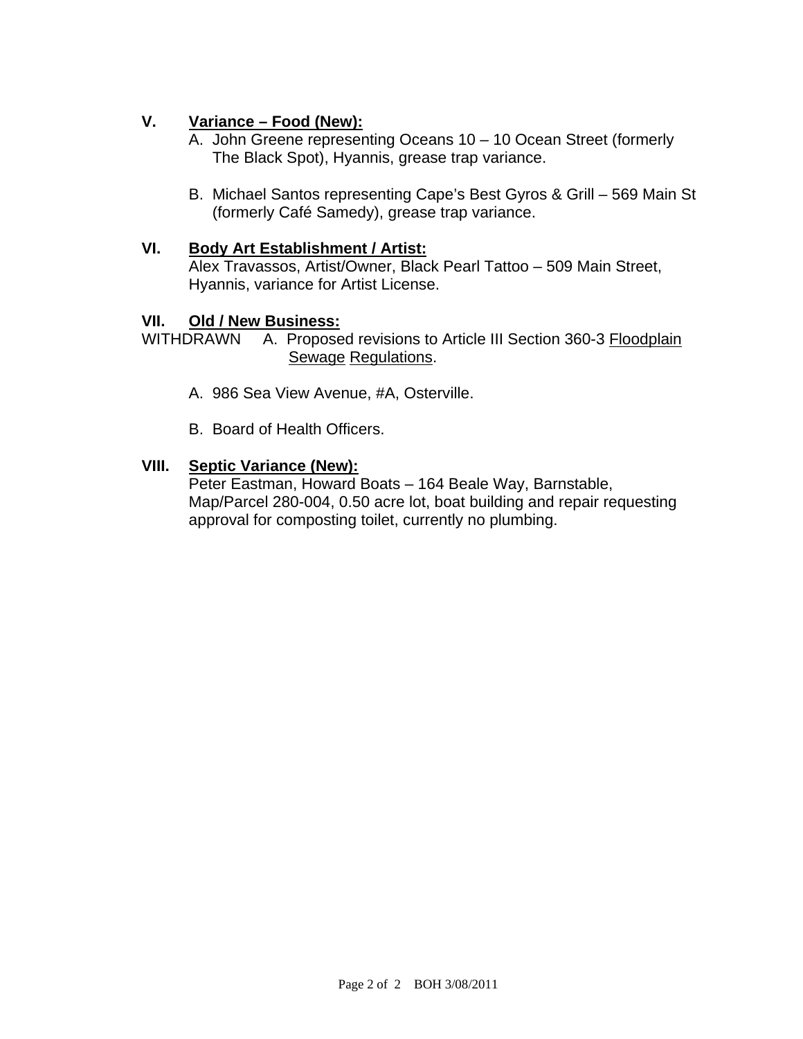## V. <u>Variance – Food (New):</u>

A. John Greene representing Oceans 10 – 10 Ocean Street (formerly The Black Spot), Hyannis, grease trap variance.

B. Michael Santos representing Cape's Best Gyros & Grill – 569 Main St (formerly Café Samedy), grease trap variance.

## VI. <u>Body Art Establishment / Artist:</u>

Alex Travassos, Artist/Owner, Black Pearl Tattoo – 509 Main Street, Hyannis, variance for Artist License.

## VII. <u>Old / New Business:</u>

WITHDRAWN A. Proposed revisions to Article III Section 360-3 <u>Floodplain</u> <u>Sewage</u> <u>Regulations</u>.

A. 986 Sea View Avenue, #A, Osterville.

B. Board of Health Officers.

## VIII. <u>Septic Variance (New):</u>

Peter Eastman, Howard Boats – 164 Beale Way, Barnstable, Map/Parcel 280-004, 0.50 acre lot, boat building and repair requesting approval for composting toilet, currently no plumbing.